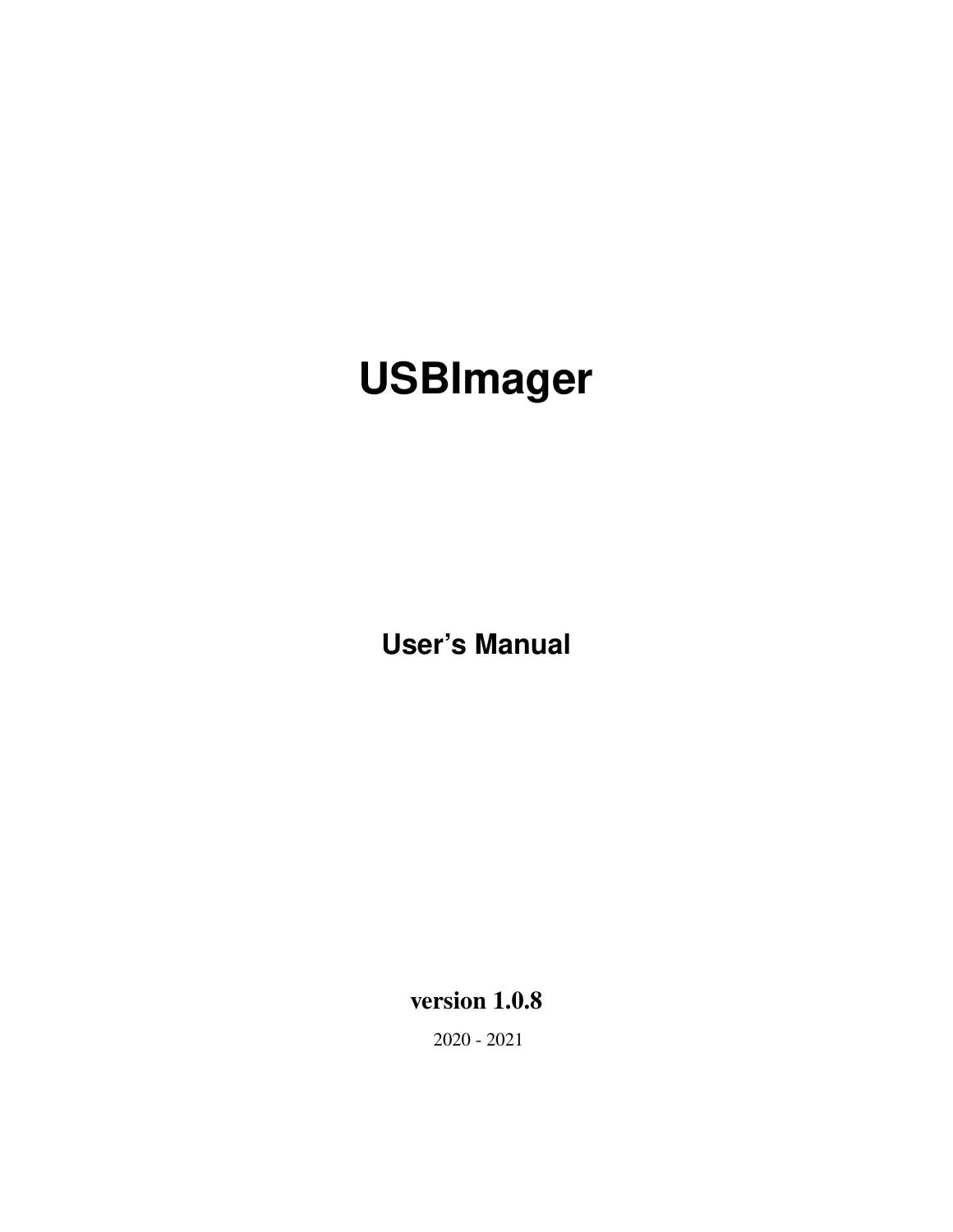# USBImager

## User's Manual

**version 1.0.8**

2020 - 2021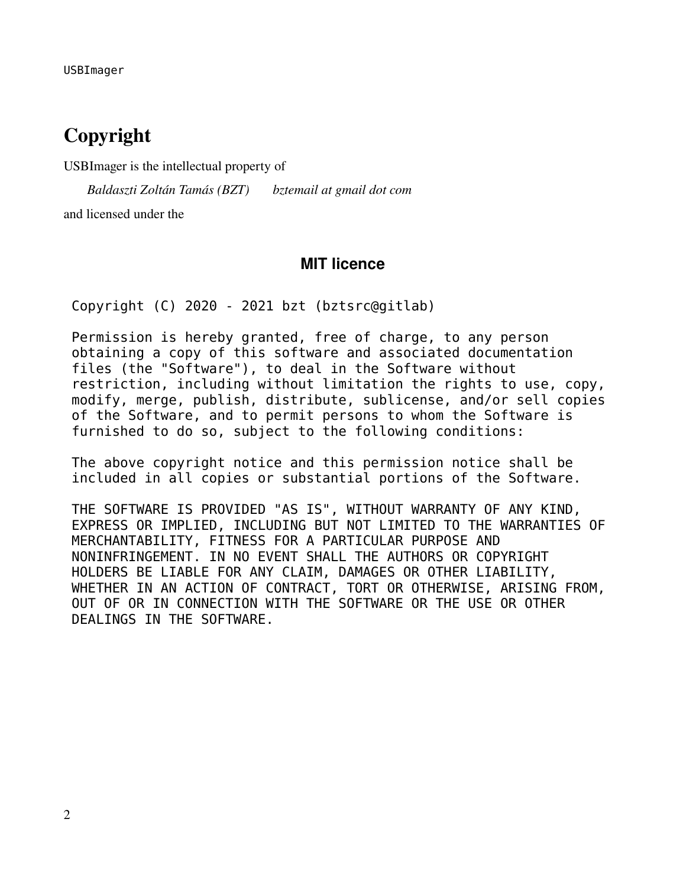# Copyright

USBImager is the intellectual property of

*Baldaszti Zoltán Tamás (BZT)* *bztemail at gmail dot com*

and licensed under the

### MIT licence

```
Copyright (C) 2020 - 2021 bzt (bztsrc@gitlab)

Permission is hereby granted, free of charge, to any person
obtaining a copy of this software and associated documentation
files (the "Software"), to deal in the Software without
restriction, including without limitation the rights to use, copy,
modify, merge, publish, distribute, sublicense, and/or sell copies
of the Software, and to permit persons to whom the Software is
furnished to do so, subject to the following conditions:

The above copyright notice and this permission notice shall be
included in all copies or substantial portions of the Software.

THE SOFTWARE IS PROVIDED "AS IS", WITHOUT WARRANTY OF ANY KIND,
EXPRESS OR IMPLIED, INCLUDING BUT NOT LIMITED TO THE WARRANTIES OF
MERCHANTABILITY, FITNESS FOR A PARTICULAR PURPOSE AND
NONINFRINGEMENT. IN NO EVENT SHALL THE AUTHORS OR COPYRIGHT
HOLDERS BE LIABLE FOR ANY CLAIM, DAMAGES OR OTHER LIABILITY,
WHETHER IN AN ACTION OF CONTRACT, TORT OR OTHERWISE, ARISING FROM,
OUT OF OR IN CONNECTION WITH THE SOFTWARE OR THE USE OR OTHER
DEALINGS IN THE SOFTWARE.
```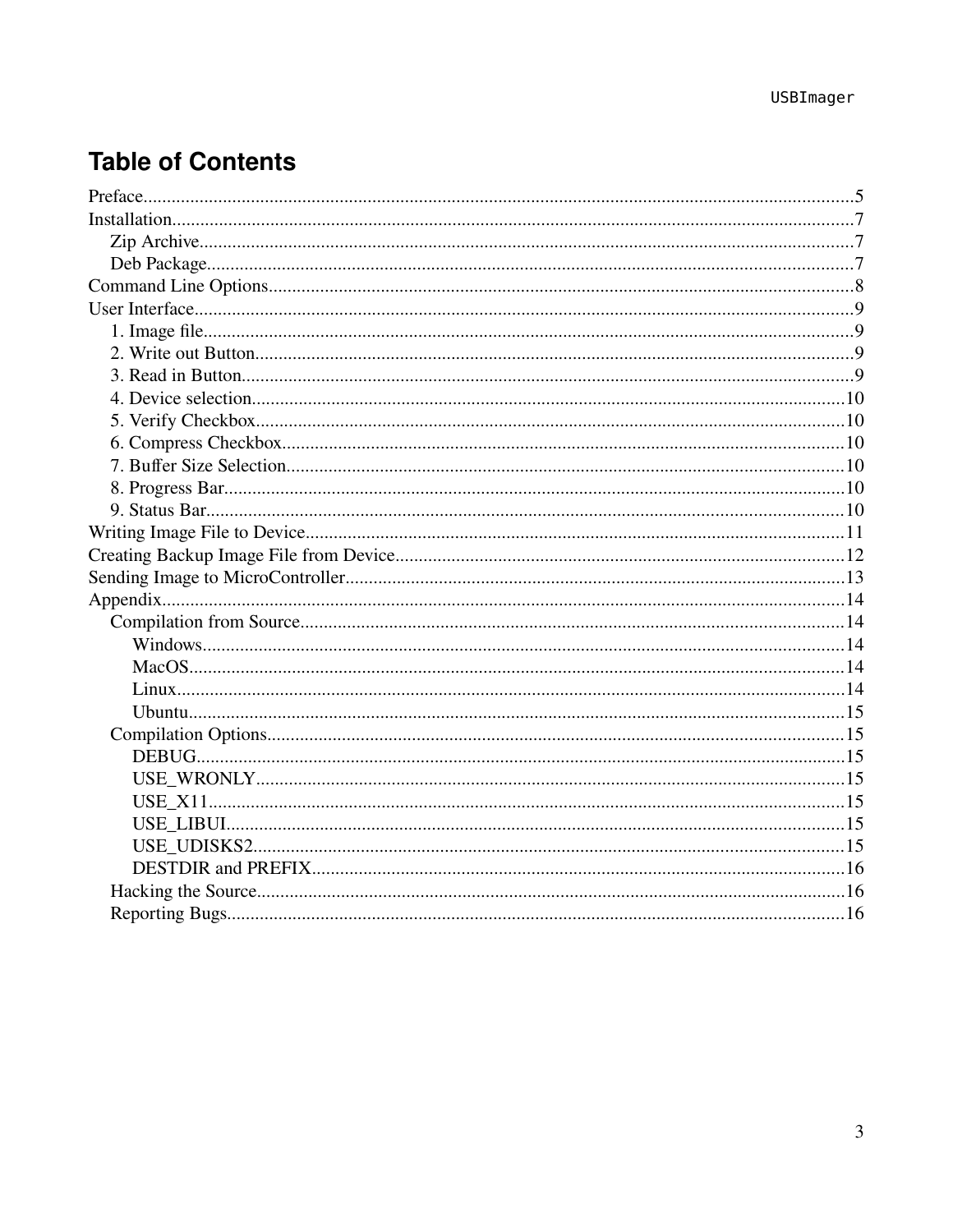# Table of Contents

- Preface....5
- Installation....7
  - Zip Archive....7
  - Deb Package....7
- Command Line Options....8
- User Interface....9
  - 1. Image file....9
  - 2. Write out Button....9
  - 3. Read in Button....9
  - 4. Device selection....10
  - 5. Verify Checkbox....10
  - 6. Compress Checkbox....10
  - 7. Buffer Size Selection....10
  - 8. Progress Bar....10
  - 9. Status Bar....10
- Writing Image File to Device....11
- Creating Backup Image File from Device....12
- Sending Image to MicroController....13
- Appendix....14
  - Compilation from Source....14
    - Windows....14
    - MacOS....14
    - Linux....14
    - Ubuntu....15
  - Compilation Options....15
    - DEBUG....15
    - USE_WRONLY....15
    - USE_X11....15
    - USE_LIBUI....15
    - USE_UDISKS2....15
    - DESTDIR and PREFIX....16
  - Hacking the Source....16
  - Reporting Bugs....16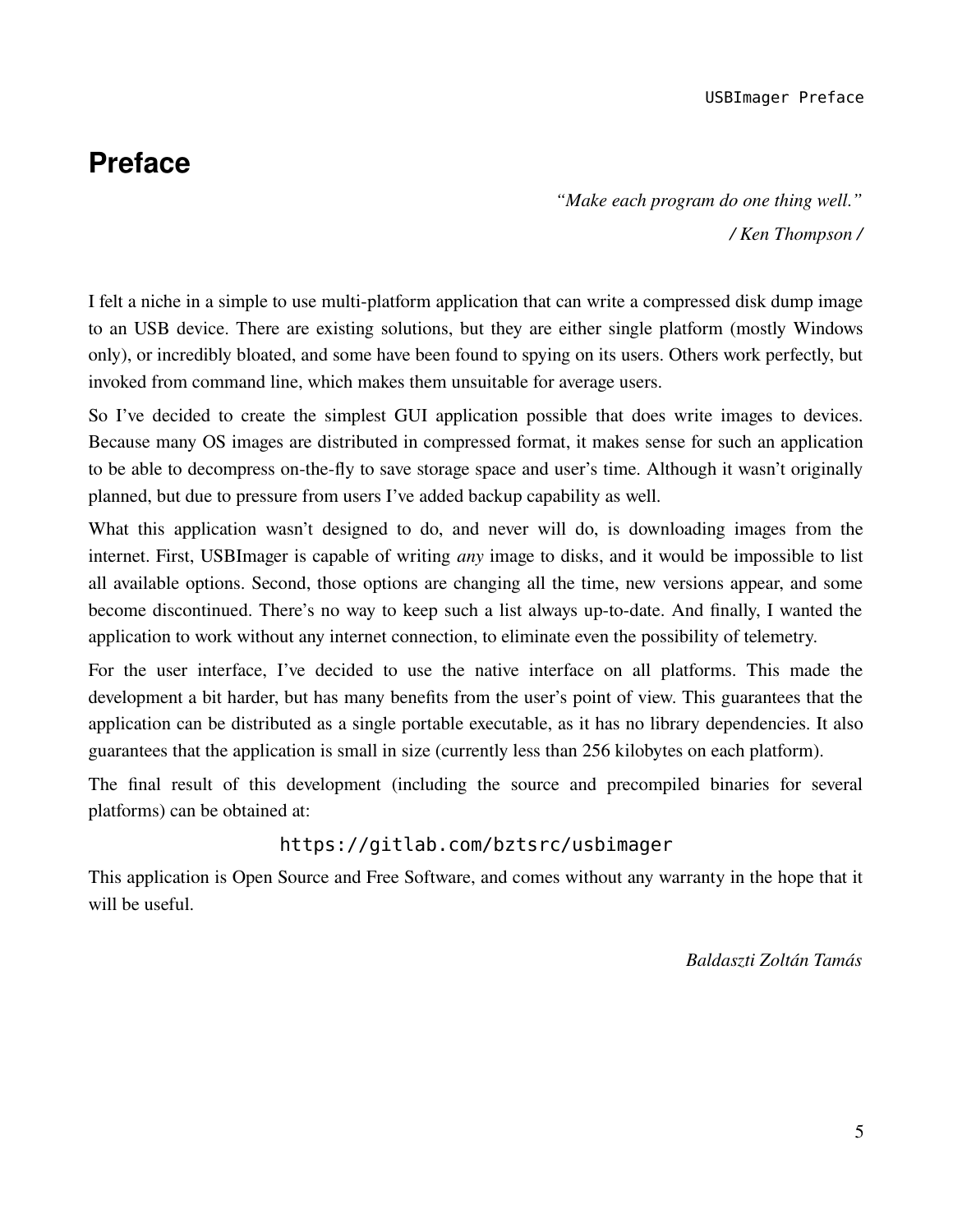# Preface

*“Make each program do one thing well.”*

*/ Ken Thompson /*

I felt a niche in a simple to use multi-platform application that can write a compressed disk dump image to an USB device. There are existing solutions, but they are either single platform (mostly Windows only), or incredibly bloated, and some have been found to spying on its users. Others work perfectly, but invoked from command line, which makes them unsuitable for average users.

So I’ve decided to create the simplest GUI application possible that does write images to devices. Because many OS images are distributed in compressed format, it makes sense for such an application to be able to decompress on-the-fly to save storage space and user’s time. Although it wasn’t originally planned, but due to pressure from users I’ve added backup capability as well.

What this application wasn’t designed to do, and never will do, is downloading images from the internet. First, USBImager is capable of writing *any* image to disks, and it would be impossible to list all available options. Second, those options are changing all the time, new versions appear, and some become discontinued. There’s no way to keep such a list always up-to-date. And finally, I wanted the application to work without any internet connection, to eliminate even the possibility of telemetry.

For the user interface, I’ve decided to use the native interface on all platforms. This made the development a bit harder, but has many benefits from the user’s point of view. This guarantees that the application can be distributed as a single portable executable, as it has no library dependencies. It also guarantees that the application is small in size (currently less than 256 kilobytes on each platform).

The final result of this development (including the source and precompiled binaries for several platforms) can be obtained at:

`https://gitlab.com/bztsrc/usbimager`

This application is Open Source and Free Software, and comes without any warranty in the hope that it will be useful.

*Baldaszti Zoltán Tamás*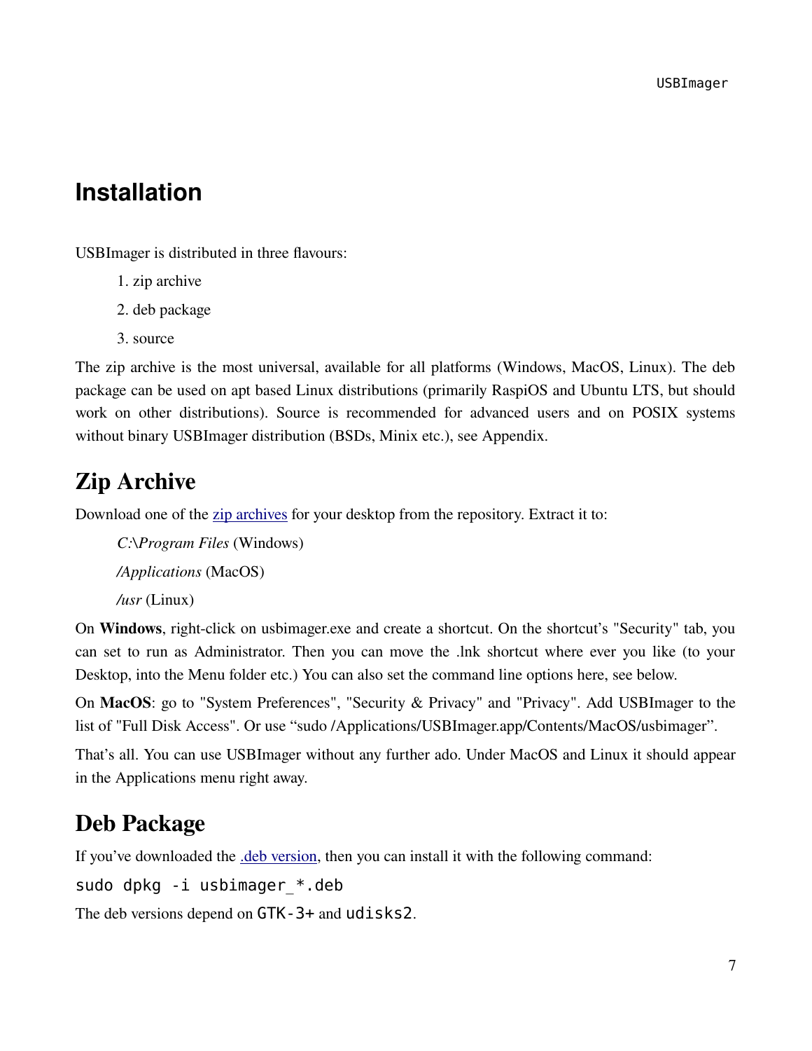# Installation

USBImager is distributed in three flavours:

1. zip archive
2. deb package
3. source

The zip archive is the most universal, available for all platforms (Windows, MacOS, Linux). The deb package can be used on apt based Linux distributions (primarily RaspiOS and Ubuntu LTS, but should work on other distributions). Source is recommended for advanced users and on POSIX systems without binary USBImager distribution (BSDs, Minix etc.), see Appendix.

## Zip Archive

Download one of the zip archives for your desktop from the repository. Extract it to:

*C:\Program Files* (Windows)

*/Applications* (MacOS)

*/usr* (Linux)

On **Windows**, right-click on usbimager.exe and create a shortcut. On the shortcut's "Security" tab, you can set to run as Administrator. Then you can move the .lnk shortcut where ever you like (to your Desktop, into the Menu folder etc.) You can also set the command line options here, see below.

On **MacOS**: go to "System Preferences", "Security & Privacy" and "Privacy". Add USBImager to the list of "Full Disk Access". Or use "sudo /Applications/USBImager.app/Contents/MacOS/usbimager".

That's all. You can use USBImager without any further ado. Under MacOS and Linux it should appear in the Applications menu right away.

## Deb Package

If you've downloaded the .deb version, then you can install it with the following command:

```
sudo dpkg -i usbimager_*.deb
```

The deb versions depend on `GTK-3+` and `udisks2`.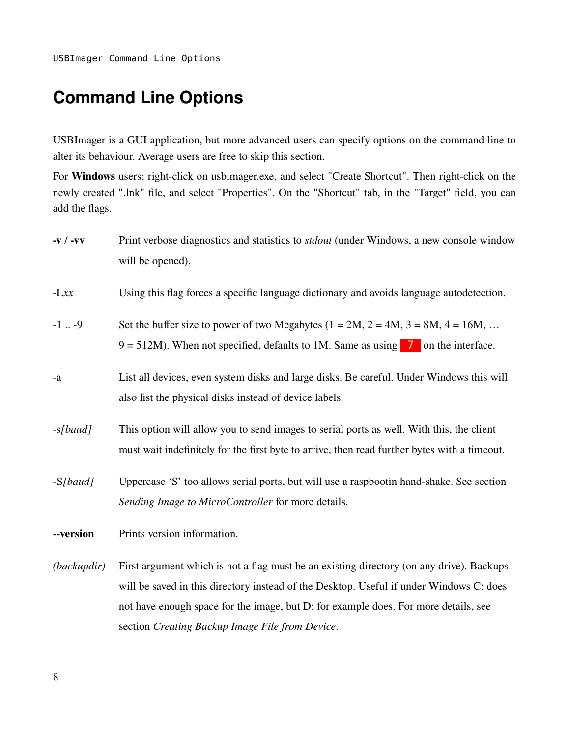# Command Line Options

USBImager is a GUI application, but more advanced users can specify options on the command line to alter its behaviour. Average users are free to skip this section.

For **Windows** users: right-click on usbimager.exe, and select "Create Shortcut". Then right-click on the newly created ".lnk" file, and select "Properties". On the "Shortcut" tab, in the "Target" field, you can add the flags.

| | |
|---|---|
| **-v / -vv** | Print verbose diagnostics and statistics to *stdout* (under Windows, a new console window will be opened). |
| -L*xx* | Using this flag forces a specific language dictionary and avoids language autodetection. |
| -1 .. -9 | Set the buffer size to power of two Megabytes (1 = 2M, 2 = 4M, 3 = 8M, 4 = 16M, … 9 = 512M). When not specified, defaults to 1M. Same as using 7 on the interface. |
| -a | List all devices, even system disks and large disks. Be careful. Under Windows this will also list the physical disks instead of device labels. |
| -s*[baud]* | This option will allow you to send images to serial ports as well. With this, the client must wait indefinitely for the first byte to arrive, then read further bytes with a timeout. |
| -S*[baud]* | Uppercase 'S' too allows serial ports, but will use a raspbootin hand-shake. See section *Sending Image to MicroController* for more details. |
| **--version** | Prints version information. |
| *(backupdir)* | First argument which is not a flag must be an existing directory (on any drive). Backups will be saved in this directory instead of the Desktop. Useful if under Windows C: does not have enough space for the image, but D: for example does. For more details, see section *Creating Backup Image File from Device*. |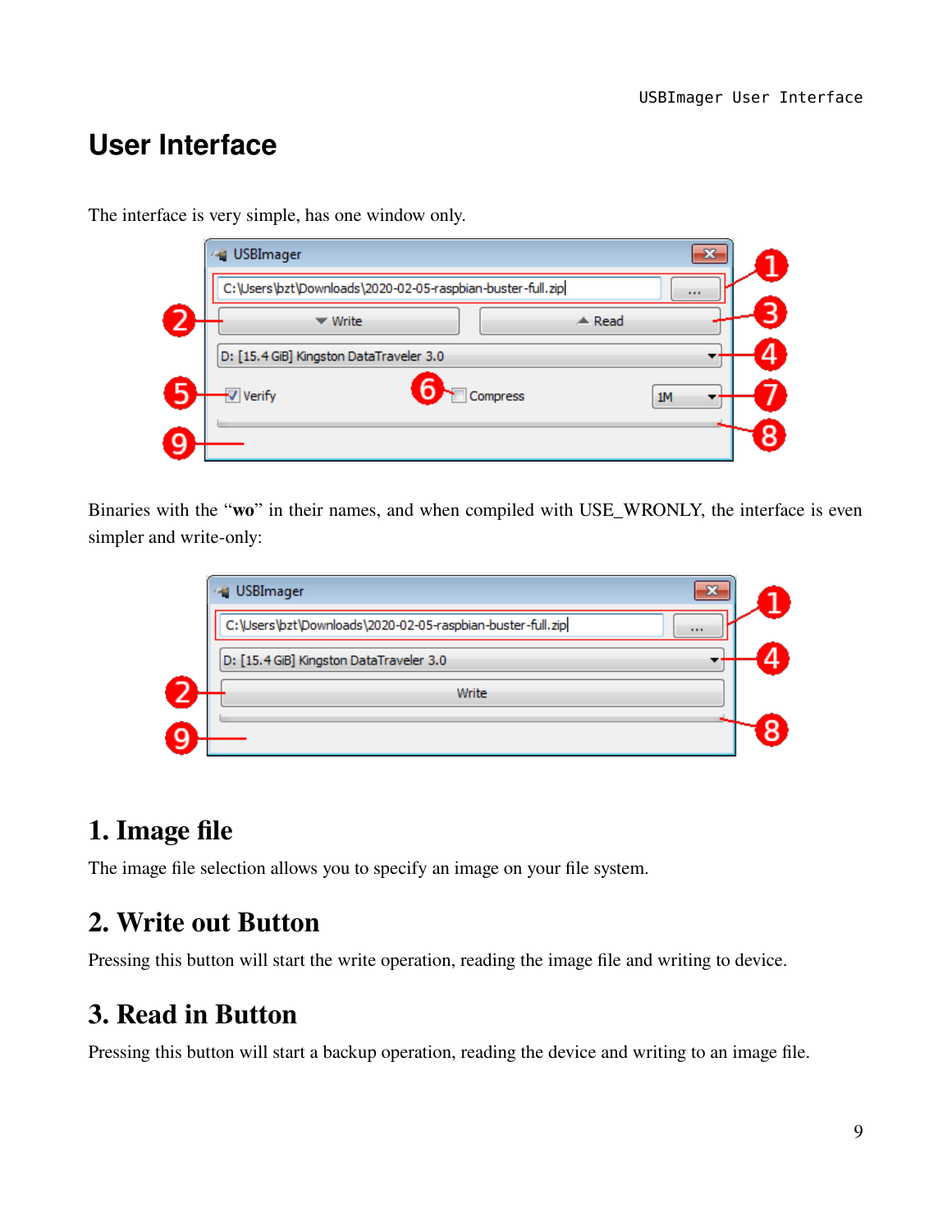# User Interface

The interface is very simple, has one window only.

Binaries with the “**wo**” in their names, and when compiled with USE_WRONLY, the interface is even simpler and write-only:

## 1. Image file

The image file selection allows you to specify an image on your file system.

## 2. Write out Button

Pressing this button will start the write operation, reading the image file and writing to device.

## 3. Read in Button

Pressing this button will start a backup operation, reading the device and writing to an image file.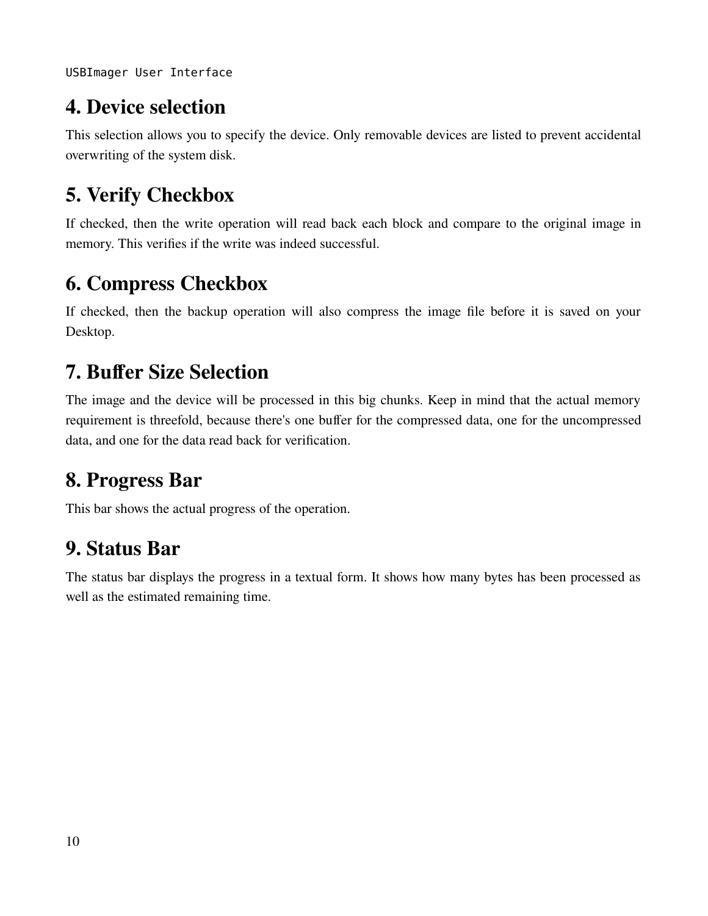## 4. Device selection

This selection allows you to specify the device. Only removable devices are listed to prevent accidental overwriting of the system disk.

## 5. Verify Checkbox

If checked, then the write operation will read back each block and compare to the original image in memory. This verifies if the write was indeed successful.

## 6. Compress Checkbox

If checked, then the backup operation will also compress the image file before it is saved on your Desktop.

## 7. Buffer Size Selection

The image and the device will be processed in this big chunks. Keep in mind that the actual memory requirement is threefold, because there's one buffer for the compressed data, one for the uncompressed data, and one for the data read back for verification.

## 8. Progress Bar

This bar shows the actual progress of the operation.

## 9. Status Bar

The status bar displays the progress in a textual form. It shows how many bytes has been processed as well as the estimated remaining time.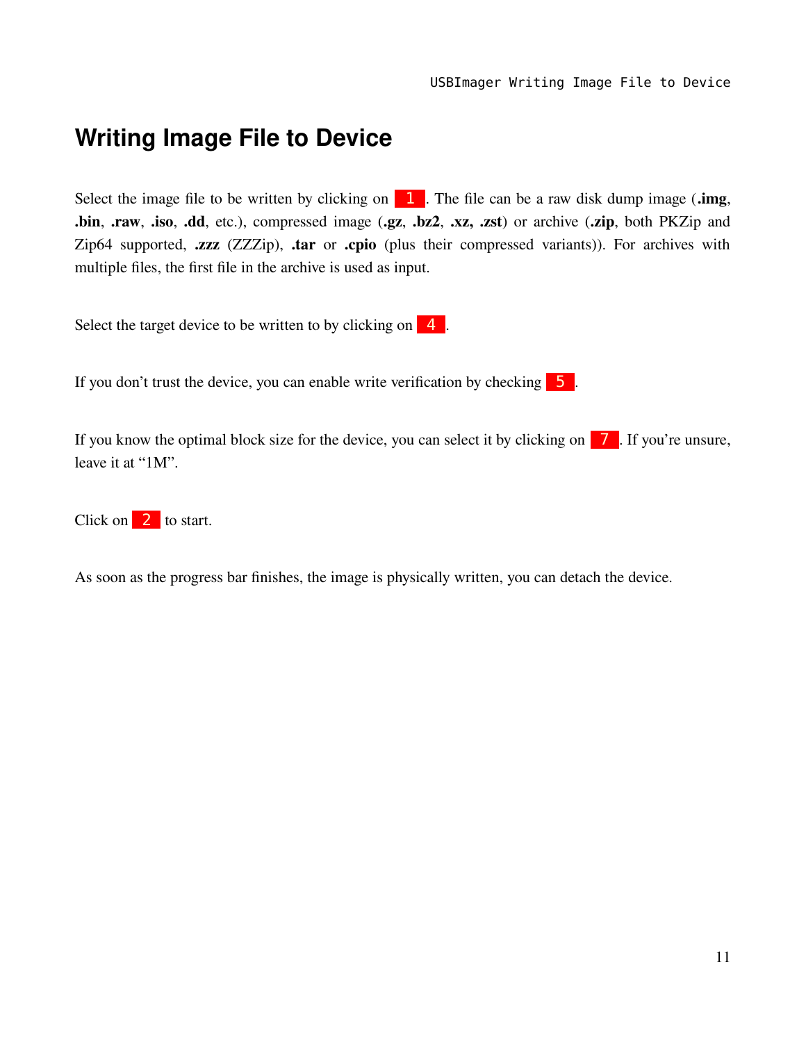# Writing Image File to Device

Select the image file to be written by clicking on 1. The file can be a raw disk dump image (**.img**, **.bin**, **.raw**, **.iso**, **.dd**, etc.), compressed image (**.gz**, **.bz2**, **.xz, .zst**) or archive (**.zip**, both PKZip and Zip64 supported, **.zzz** (ZZZip), **.tar** or **.cpio** (plus their compressed variants)). For archives with multiple files, the first file in the archive is used as input.

Select the target device to be written to by clicking on 4.

If you don't trust the device, you can enable write verification by checking 5.

If you know the optimal block size for the device, you can select it by clicking on 7. If you're unsure, leave it at "1M".

Click on 2 to start.

As soon as the progress bar finishes, the image is physically written, you can detach the device.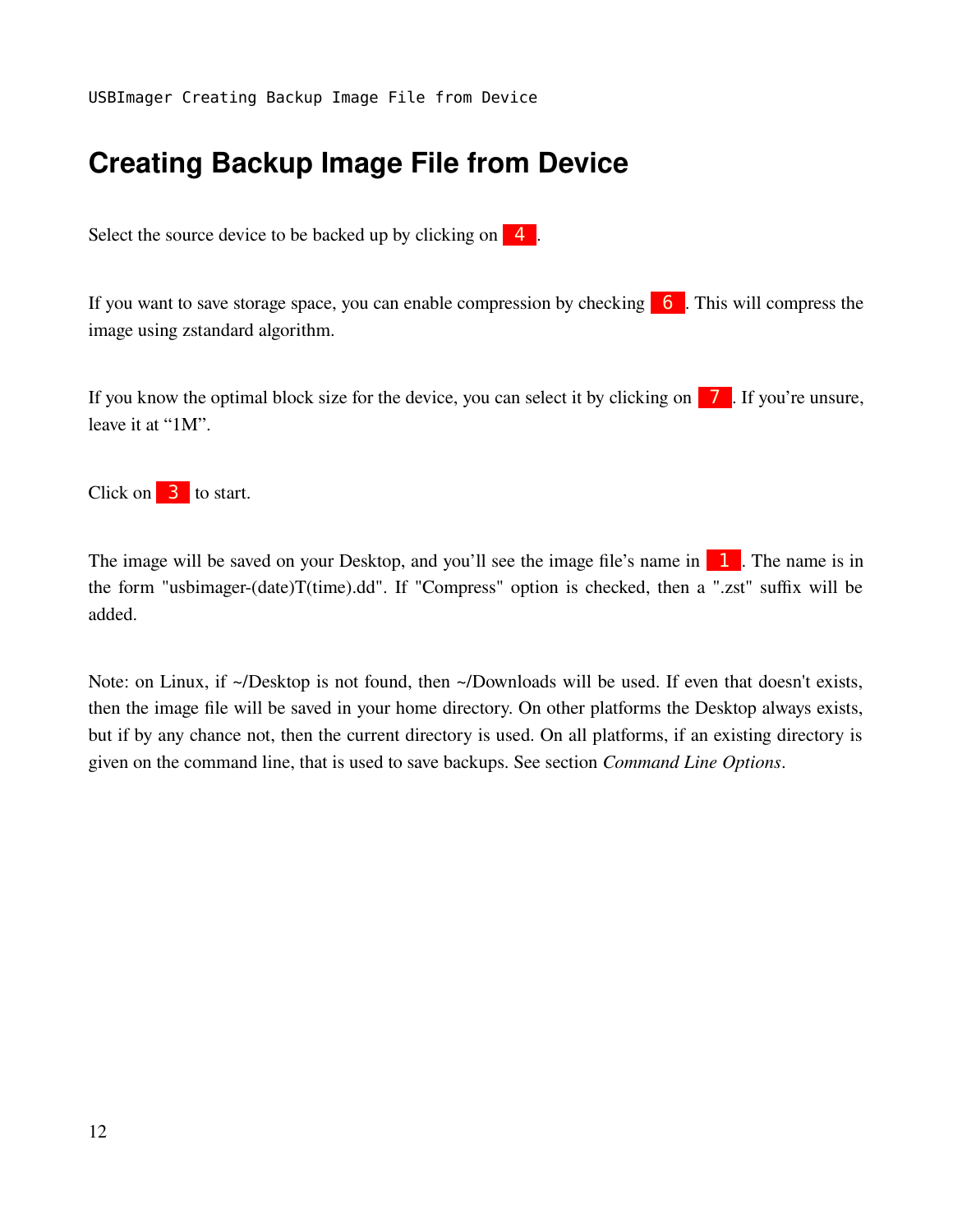# Creating Backup Image File from Device

Select the source device to be backed up by clicking on 4.

If you want to save storage space, you can enable compression by checking 6. This will compress the image using zstandard algorithm.

If you know the optimal block size for the device, you can select it by clicking on 7. If you're unsure, leave it at "1M".

Click on 3 to start.

The image will be saved on your Desktop, and you'll see the image file's name in 1. The name is in the form "usbimager-(date)T(time).dd". If "Compress" option is checked, then a ".zst" suffix will be added.

Note: on Linux, if ~/Desktop is not found, then ~/Downloads will be used. If even that doesn't exists, then the image file will be saved in your home directory. On other platforms the Desktop always exists, but if by any chance not, then the current directory is used. On all platforms, if an existing directory is given on the command line, that is used to save backups. See section *Command Line Options*.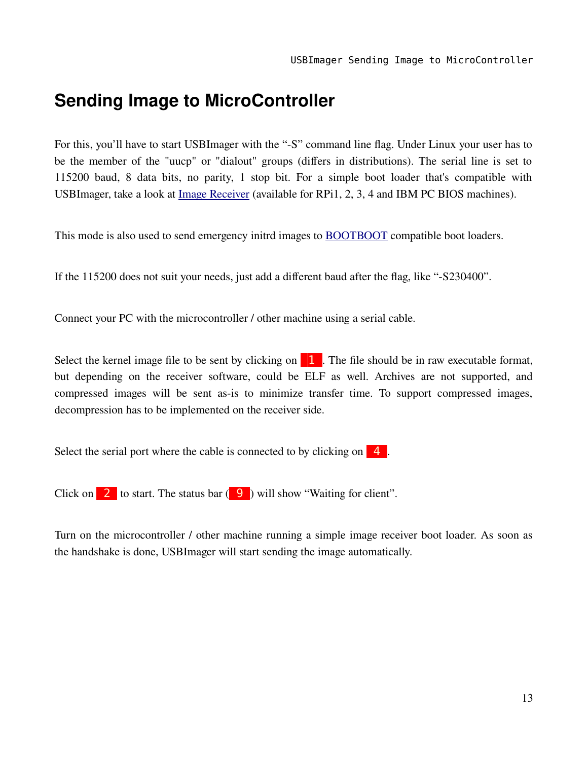# Sending Image to MicroController

For this, you'll have to start USBImager with the "-S" command line flag. Under Linux your user has to be the member of the "uucp" or "dialout" groups (differs in distributions). The serial line is set to 115200 baud, 8 data bits, no parity, 1 stop bit. For a simple boot loader that's compatible with USBImager, take a look at Image Receiver (available for RPi1, 2, 3, 4 and IBM PC BIOS machines).

This mode is also used to send emergency initrd images to BOOTBOOT compatible boot loaders.

If the 115200 does not suit your needs, just add a different baud after the flag, like "-S230400".

Connect your PC with the microcontroller / other machine using a serial cable.

Select the kernel image file to be sent by clicking on 1. The file should be in raw executable format, but depending on the receiver software, could be ELF as well. Archives are not supported, and compressed images will be sent as-is to minimize transfer time. To support compressed images, decompression has to be implemented on the receiver side.

Select the serial port where the cable is connected to by clicking on 4.

Click on 2 to start. The status bar ( 9 ) will show "Waiting for client".

Turn on the microcontroller / other machine running a simple image receiver boot loader. As soon as the handshake is done, USBImager will start sending the image automatically.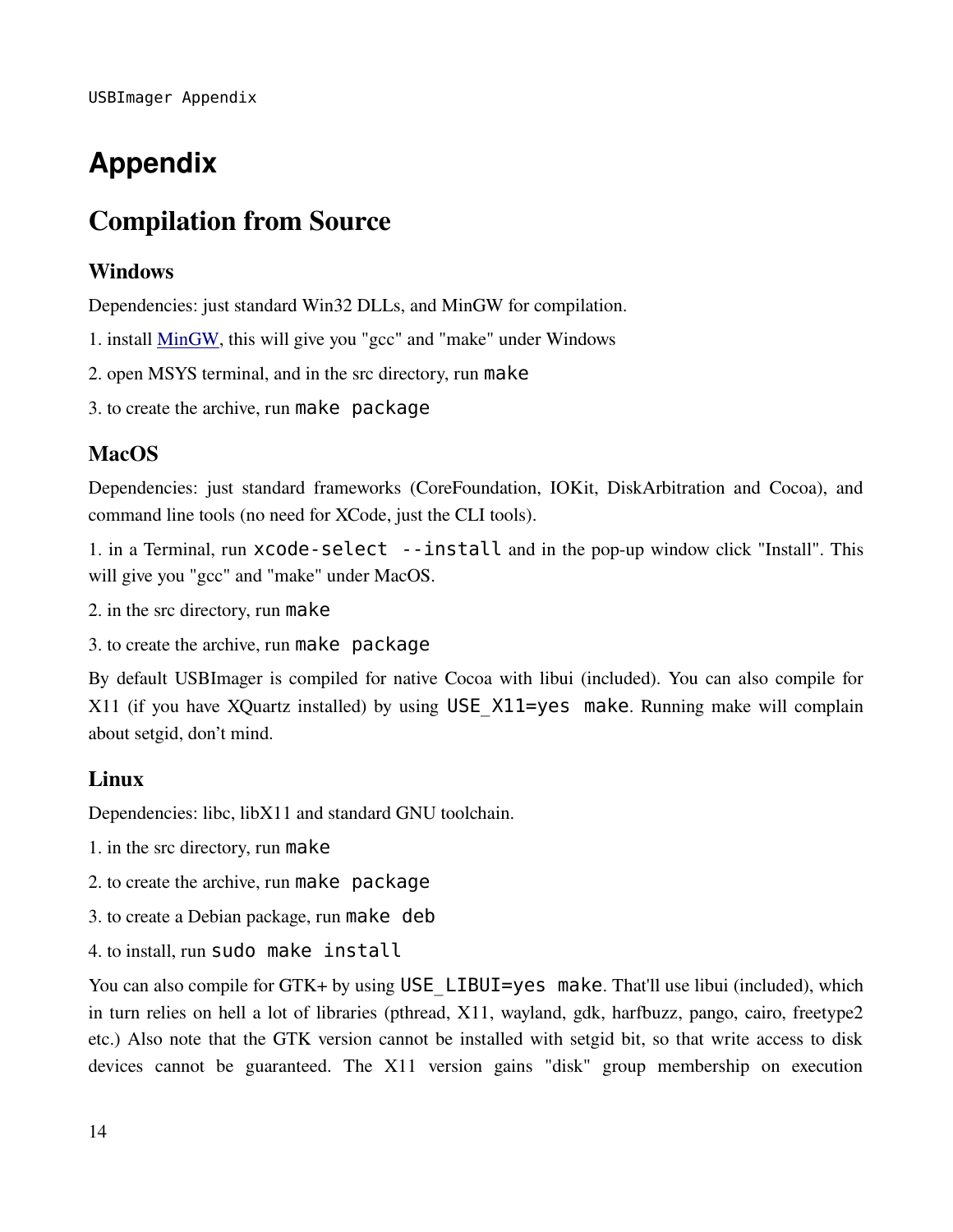# Appendix

## Compilation from Source

### Windows

Dependencies: just standard Win32 DLLs, and MinGW for compilation.

1. install [MinGW](), this will give you "gcc" and "make" under Windows

2. open MSYS terminal, and in the src directory, run `make`

3. to create the archive, run `make package`

### MacOS

Dependencies: just standard frameworks (CoreFoundation, IOKit, DiskArbitration and Cocoa), and command line tools (no need for XCode, just the CLI tools).

1. in a Terminal, run `xcode-select --install` and in the pop-up window click "Install". This will give you "gcc" and "make" under MacOS.

2. in the src directory, run `make`

3. to create the archive, run `make package`

By default USBImager is compiled for native Cocoa with libui (included). You can also compile for X11 (if you have XQuartz installed) by using `USE_X11=yes make`. Running make will complain about setgid, don't mind.

### Linux

Dependencies: libc, libX11 and standard GNU toolchain.

1. in the src directory, run `make`

2. to create the archive, run `make package`

3. to create a Debian package, run `make deb`

4. to install, run `sudo make install`

You can also compile for GTK+ by using `USE_LIBUI=yes make`. That'll use libui (included), which in turn relies on hell a lot of libraries (pthread, X11, wayland, gdk, harfbuzz, pango, cairo, freetype2 etc.) Also note that the GTK version cannot be installed with setgid bit, so that write access to disk devices cannot be guaranteed. The X11 version gains "disk" group membership on execution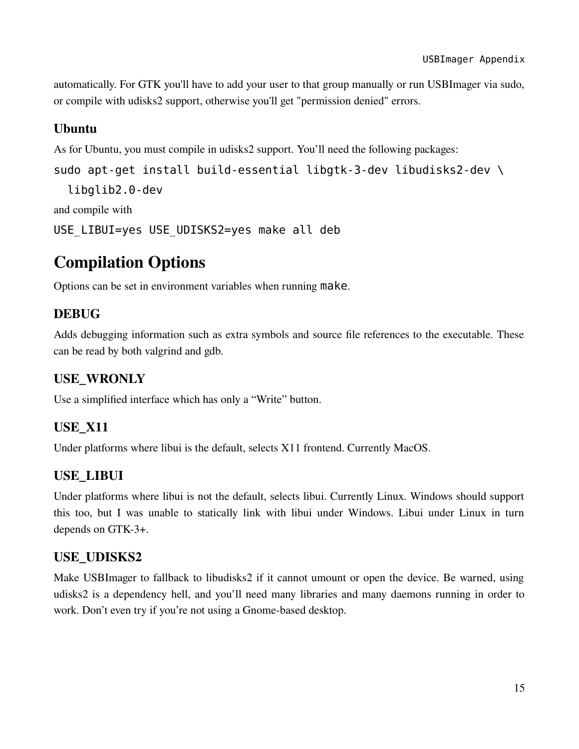automatically. For GTK you'll have to add your user to that group manually or run USBImager via sudo, or compile with udisks2 support, otherwise you'll get "permission denied" errors.

### Ubuntu

As for Ubuntu, you must compile in udisks2 support. You'll need the following packages:

```
sudo apt-get install build-essential libgtk-3-dev libudisks2-dev \
  libglib2.0-dev
```

and compile with

```
USE_LIBUI=yes USE_UDISKS2=yes make all deb
```

## Compilation Options

Options can be set in environment variables when running `make`.

### DEBUG

Adds debugging information such as extra symbols and source file references to the executable. These can be read by both valgrind and gdb.

### USE_WRONLY

Use a simplified interface which has only a "Write" button.

### USE_X11

Under platforms where libui is the default, selects X11 frontend. Currently MacOS.

### USE_LIBUI

Under platforms where libui is not the default, selects libui. Currently Linux. Windows should support this too, but I was unable to statically link with libui under Windows. Libui under Linux in turn depends on GTK-3+.

### USE_UDISKS2

Make USBImager to fallback to libudisks2 if it cannot umount or open the device. Be warned, using udisks2 is a dependency hell, and you'll need many libraries and many daemons running in order to work. Don't even try if you're not using a Gnome-based desktop.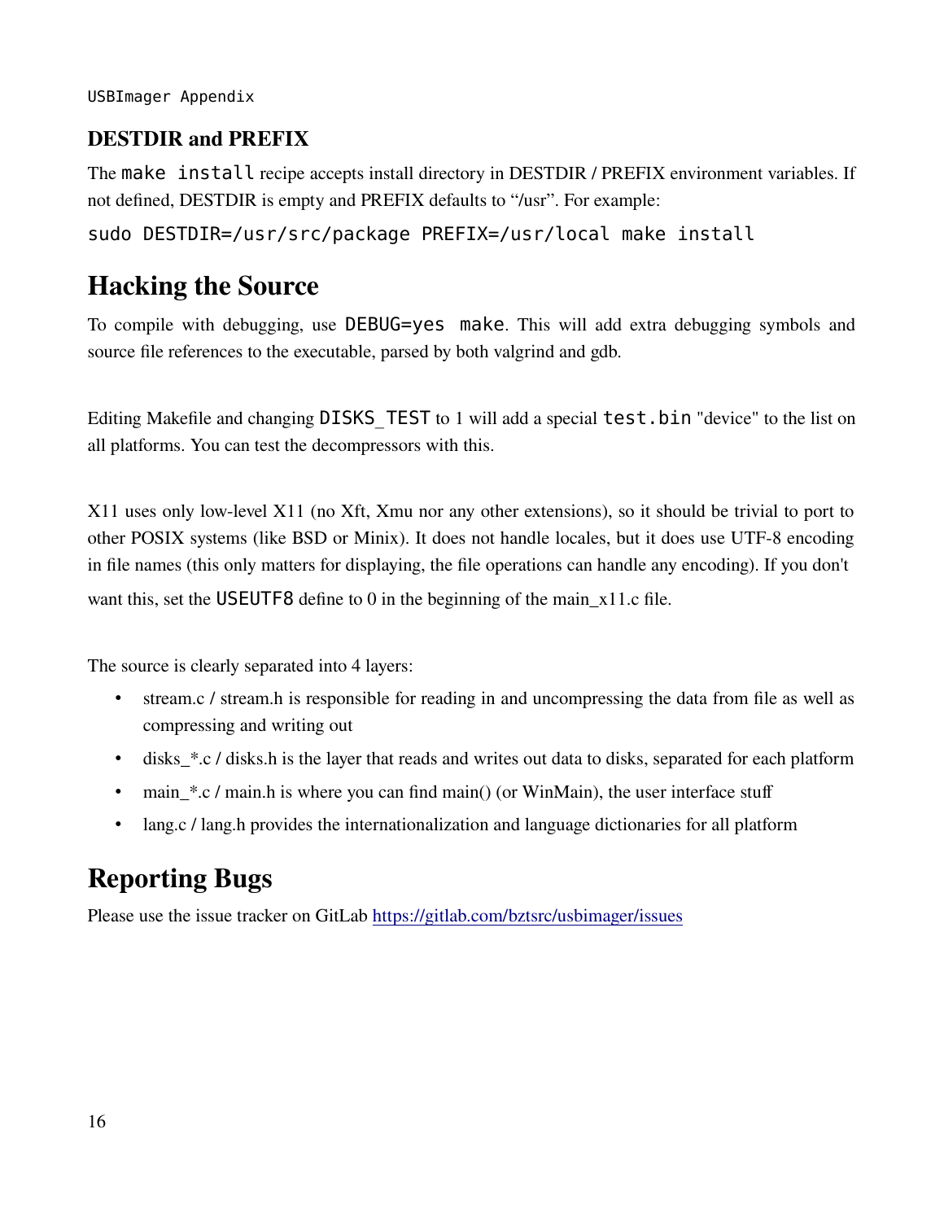### DESTDIR and PREFIX

The `make install` recipe accepts install directory in DESTDIR / PREFIX environment variables. If not defined, DESTDIR is empty and PREFIX defaults to "/usr". For example:

```
sudo DESTDIR=/usr/src/package PREFIX=/usr/local make install
```

## Hacking the Source

To compile with debugging, use `DEBUG=yes make`. This will add extra debugging symbols and source file references to the executable, parsed by both valgrind and gdb.

Editing Makefile and changing `DISKS_TEST` to 1 will add a special `test.bin` "device" to the list on all platforms. You can test the decompressors with this.

X11 uses only low-level X11 (no Xft, Xmu nor any other extensions), so it should be trivial to port to other POSIX systems (like BSD or Minix). It does not handle locales, but it does use UTF-8 encoding in file names (this only matters for displaying, the file operations can handle any encoding). If you don't want this, set the `USEUTF8` define to 0 in the beginning of the main_x11.c file.

The source is clearly separated into 4 layers:

- stream.c / stream.h is responsible for reading in and uncompressing the data from file as well as compressing and writing out
- disks_*.c / disks.h is the layer that reads and writes out data to disks, separated for each platform
- main_*.c / main.h is where you can find main() (or WinMain), the user interface stuff
- lang.c / lang.h provides the internationalization and language dictionaries for all platform

## Reporting Bugs

Please use the issue tracker on GitLab [https://gitlab.com/bztsrc/usbimager/issues](https://gitlab.com/bztsrc/usbimager/issues)